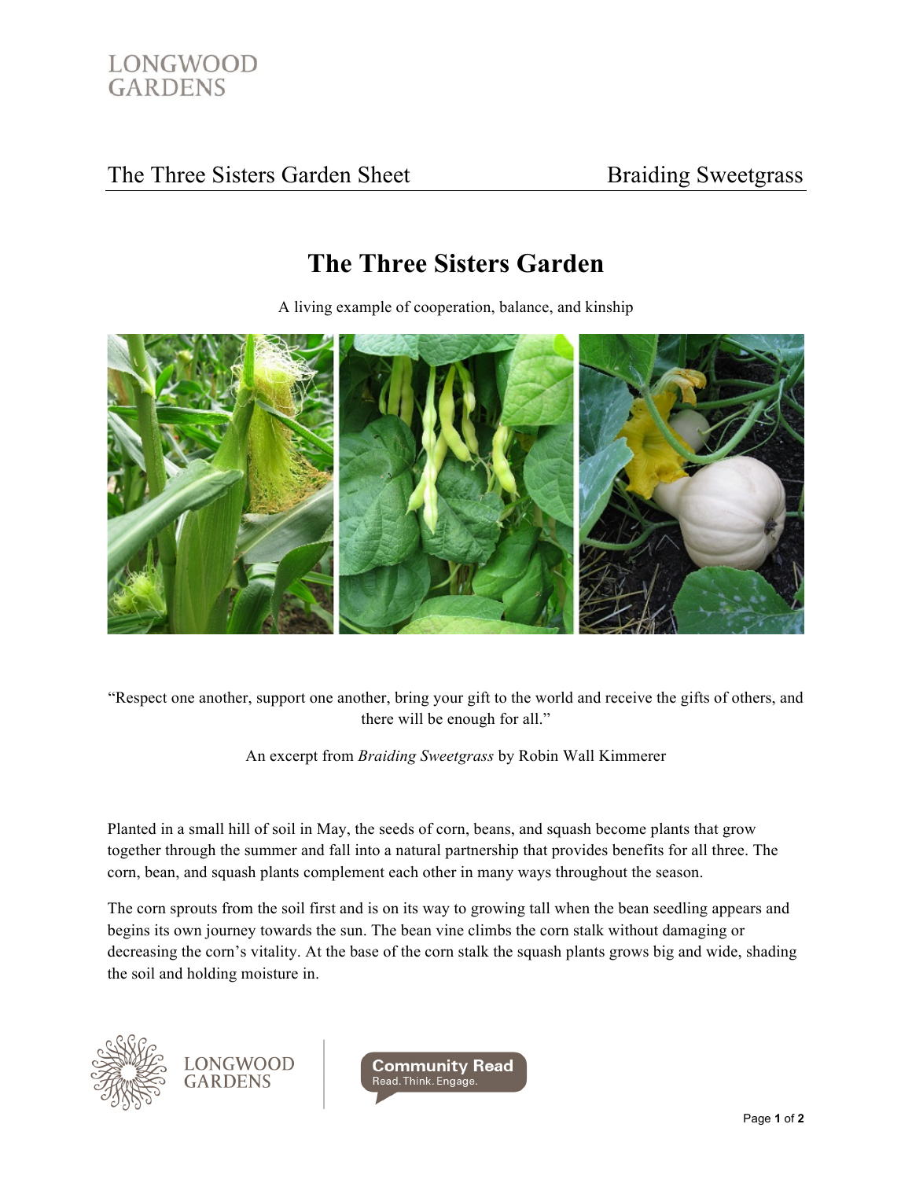# The Three Sisters Garden

A living example of cooperation, balance, and kinship

"Respect one another, support one another, bring your gift to the world and receive the gifts of others, and there will be enough for all."

An excerpt from *Braiding Sweetgrass* by Robin Wall Kimmerer

Planted in a small hill of soil in May, the seeds of corn, beans, and squash become plants that grow together through the summer and fall into a natural partnership that provides benefits for all three. The corn, bean, and squash plants complement each other in many ways throughout the season.

The corn sprouts from the soil first and is on its way to growing tall when the bean seedling appears and begins its own journey towards the sun. The bean vine climbs the corn stalk without damaging or decreasing the corn's vitality. At the base of the corn stalk the squash plants grows big and wide, shading the soil and holding moisture in.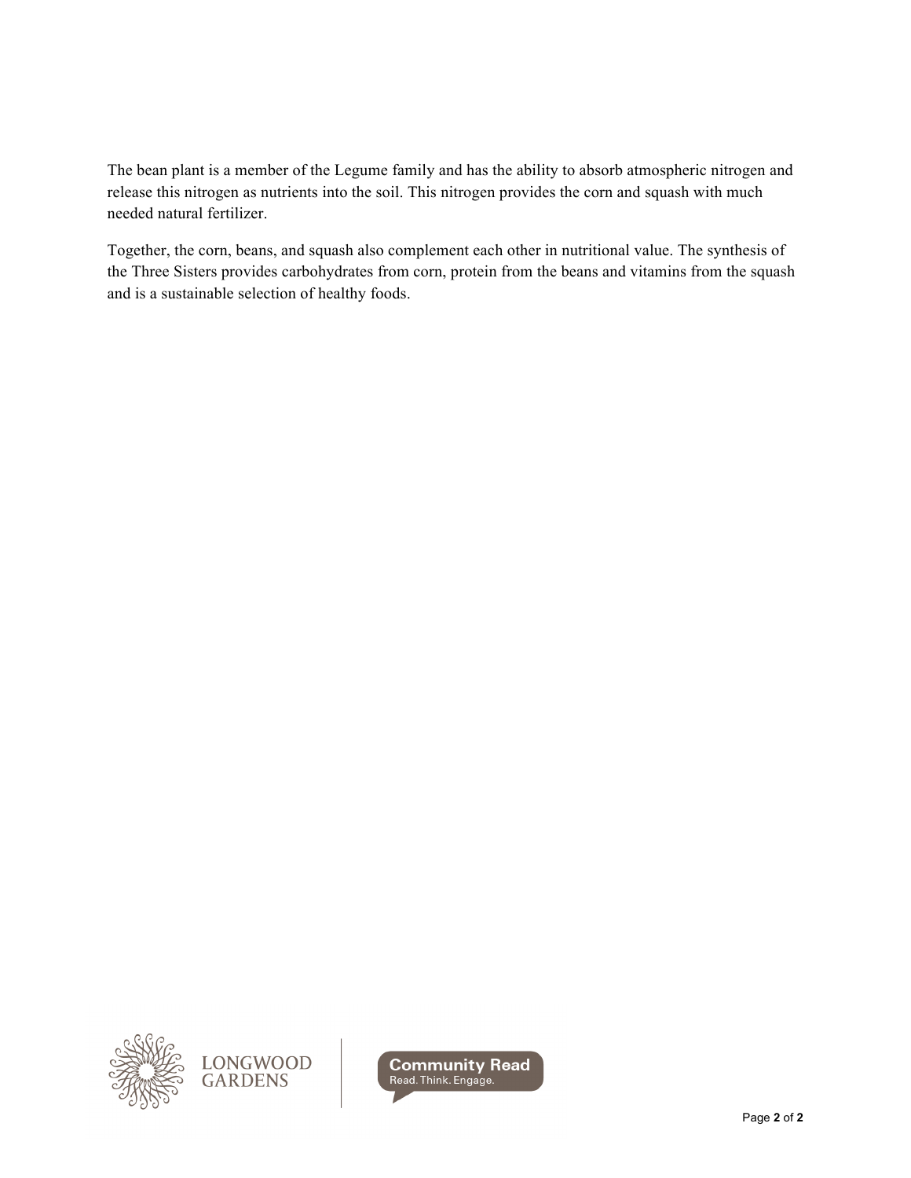The bean plant is a member of the Legume family and has the ability to absorb atmospheric nitrogen and release this nitrogen as nutrients into the soil. This nitrogen provides the corn and squash with much needed natural fertilizer.

Together, the corn, beans, and squash also complement each other in nutritional value. The synthesis of the Three Sisters provides carbohydrates from corn, protein from the beans and vitamins from the squash and is a sustainable selection of healthy foods.